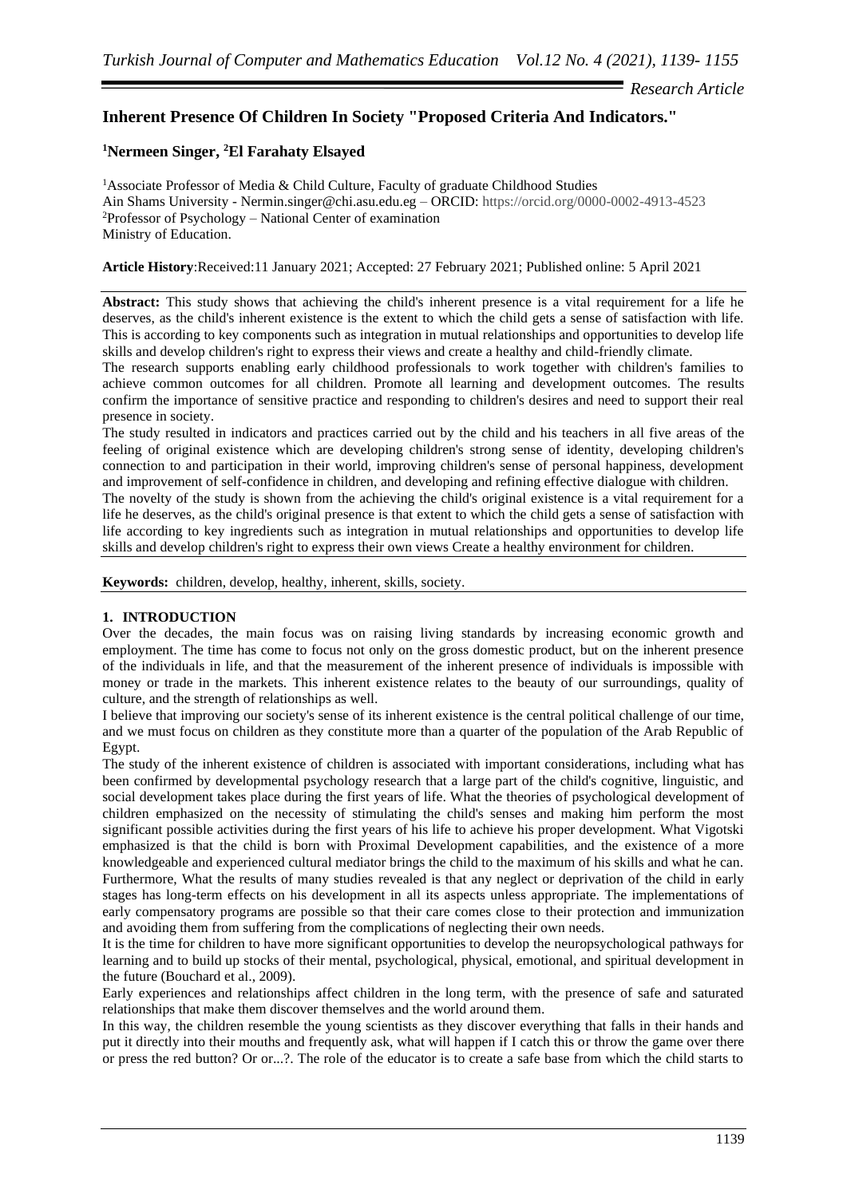*Research Article*

# Inherent Presence Of Children In Society "Proposed Criteria And Indicators."

**[1]Nermeen Singer, [2]El Farahaty Elsayed**

[1]Associate Professor of Media & Child Culture, Faculty of graduate Childhood Studies
Ain Shams University - Nermin.singer@chi.asu.edu.eg – ORCID: https://orcid.org/0000-0002-4913-4523
[2]Professor of Psychology – National Center of examination
Ministry of Education.

**Article History**:Received:11 January 2021; Accepted: 27 February 2021; Published online: 5 April 2021

**Abstract:** This study shows that achieving the child's inherent presence is a vital requirement for a life he deserves, as the child's inherent existence is the extent to which the child gets a sense of satisfaction with life. This is according to key components such as integration in mutual relationships and opportunities to develop life skills and develop children's right to express their views and create a healthy and child-friendly climate.

The research supports enabling early childhood professionals to work together with children's families to achieve common outcomes for all children. Promote all learning and development outcomes. The results confirm the importance of sensitive practice and responding to children's desires and need to support their real presence in society.

The study resulted in indicators and practices carried out by the child and his teachers in all five areas of the feeling of original existence which are developing children's strong sense of identity, developing children's connection to and participation in their world, improving children's sense of personal happiness, development and improvement of self-confidence in children, and developing and refining effective dialogue with children.

The novelty of the study is shown from the achieving the child's original existence is a vital requirement for a life he deserves, as the child's original presence is that extent to which the child gets a sense of satisfaction with life according to key ingredients such as integration in mutual relationships and opportunities to develop life skills and develop children's right to express their own views Create a healthy environment for children.

**Keywords:** children, develop, healthy, inherent, skills, society.

## 1. INTRODUCTION

Over the decades, the main focus was on raising living standards by increasing economic growth and employment. The time has come to focus not only on the gross domestic product, but on the inherent presence of the individuals in life, and that the measurement of the inherent presence of individuals is impossible with money or trade in the markets. This inherent existence relates to the beauty of our surroundings, quality of culture, and the strength of relationships as well.

I believe that improving our society's sense of its inherent existence is the central political challenge of our time, and we must focus on children as they constitute more than a quarter of the population of the Arab Republic of Egypt.

The study of the inherent existence of children is associated with important considerations, including what has been confirmed by developmental psychology research that a large part of the child's cognitive, linguistic, and social development takes place during the first years of life. What the theories of psychological development of children emphasized on the necessity of stimulating the child's senses and making him perform the most significant possible activities during the first years of his life to achieve his proper development. What Vigotski emphasized is that the child is born with Proximal Development capabilities, and the existence of a more knowledgeable and experienced cultural mediator brings the child to the maximum of his skills and what he can. Furthermore, What the results of many studies revealed is that any neglect or deprivation of the child in early stages has long-term effects on his development in all its aspects unless appropriate. The implementations of early compensatory programs are possible so that their care comes close to their protection and immunization and avoiding them from suffering from the complications of neglecting their own needs.

It is the time for children to have more significant opportunities to develop the neuropsychological pathways for learning and to build up stocks of their mental, psychological, physical, emotional, and spiritual development in the future (Bouchard et al., 2009).

Early experiences and relationships affect children in the long term, with the presence of safe and saturated relationships that make them discover themselves and the world around them.

In this way, the children resemble the young scientists as they discover everything that falls in their hands and put it directly into their mouths and frequently ask, what will happen if I catch this or throw the game over there or press the red button? Or or...?. The role of the educator is to create a safe base from which the child starts to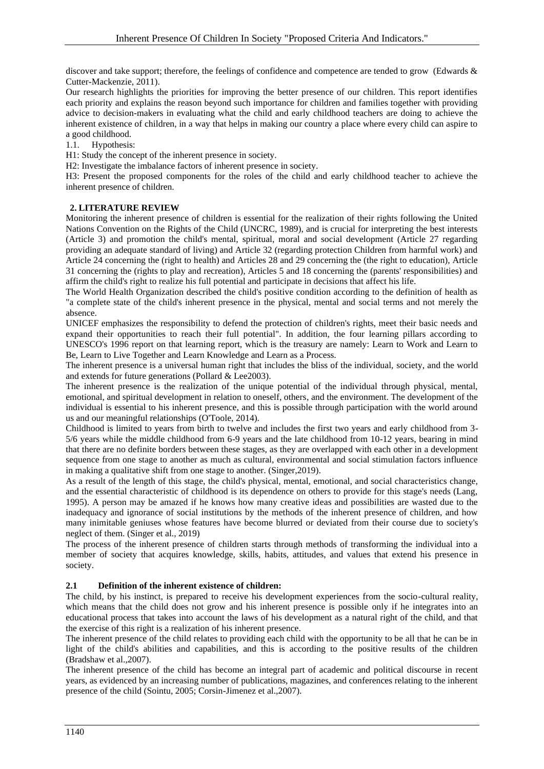discover and take support; therefore, the feelings of confidence and competence are tended to grow (Edwards & Cutter-Mackenzie, 2011).

Our research highlights the priorities for improving the better presence of our children. This report identifies each priority and explains the reason beyond such importance for children and families together with providing advice to decision-makers in evaluating what the child and early childhood teachers are doing to achieve the inherent existence of children, in a way that helps in making our country a place where every child can aspire to a good childhood.

1.1. Hypothesis:

H1: Study the concept of the inherent presence in society.

H2: Investigate the imbalance factors of inherent presence in society.

H3: Present the proposed components for the roles of the child and early childhood teacher to achieve the inherent presence of children.

## 2. LITERATURE REVIEW

Monitoring the inherent presence of children is essential for the realization of their rights following the United Nations Convention on the Rights of the Child (UNCRC, 1989), and is crucial for interpreting the best interests (Article 3) and promotion the child's mental, spiritual, moral and social development (Article 27 regarding providing an adequate standard of living) and Article 32 (regarding protection Children from harmful work) and Article 24 concerning the (right to health) and Articles 28 and 29 concerning the (the right to education), Article 31 concerning the (rights to play and recreation), Articles 5 and 18 concerning the (parents' responsibilities) and affirm the child's right to realize his full potential and participate in decisions that affect his life.

The World Health Organization described the child's positive condition according to the definition of health as "a complete state of the child's inherent presence in the physical, mental and social terms and not merely the absence.

UNICEF emphasizes the responsibility to defend the protection of children's rights, meet their basic needs and expand their opportunities to reach their full potential". In addition, the four learning pillars according to UNESCO's 1996 report on that learning report, which is the treasury are namely: Learn to Work and Learn to Be, Learn to Live Together and Learn Knowledge and Learn as a Process.

The inherent presence is a universal human right that includes the bliss of the individual, society, and the world and extends for future generations (Pollard & Lee2003).

The inherent presence is the realization of the unique potential of the individual through physical, mental, emotional, and spiritual development in relation to oneself, others, and the environment. The development of the individual is essential to his inherent presence, and this is possible through participation with the world around us and our meaningful relationships (O'Toole, 2014).

Childhood is limited to years from birth to twelve and includes the first two years and early childhood from 3-5/6 years while the middle childhood from 6-9 years and the late childhood from 10-12 years, bearing in mind that there are no definite borders between these stages, as they are overlapped with each other in a development sequence from one stage to another as much as cultural, environmental and social stimulation factors influence in making a qualitative shift from one stage to another. (Singer,2019).

As a result of the length of this stage, the child's physical, mental, emotional, and social characteristics change, and the essential characteristic of childhood is its dependence on others to provide for this stage's needs (Lang, 1995). A person may be amazed if he knows how many creative ideas and possibilities are wasted due to the inadequacy and ignorance of social institutions by the methods of the inherent presence of children, and how many inimitable geniuses whose features have become blurred or deviated from their course due to society's neglect of them. (Singer et al., 2019)

The process of the inherent presence of children starts through methods of transforming the individual into a member of society that acquires knowledge, skills, habits, attitudes, and values that extend his presence in society.

### 2.1 Definition of the inherent existence of children:

The child, by his instinct, is prepared to receive his development experiences from the socio-cultural reality, which means that the child does not grow and his inherent presence is possible only if he integrates into an educational process that takes into account the laws of his development as a natural right of the child, and that the exercise of this right is a realization of his inherent presence.

The inherent presence of the child relates to providing each child with the opportunity to be all that he can be in light of the child's abilities and capabilities, and this is according to the positive results of the children (Bradshaw et al.,2007).

The inherent presence of the child has become an integral part of academic and political discourse in recent years, as evidenced by an increasing number of publications, magazines, and conferences relating to the inherent presence of the child (Sointu, 2005; Corsin-Jimenez et al.,2007).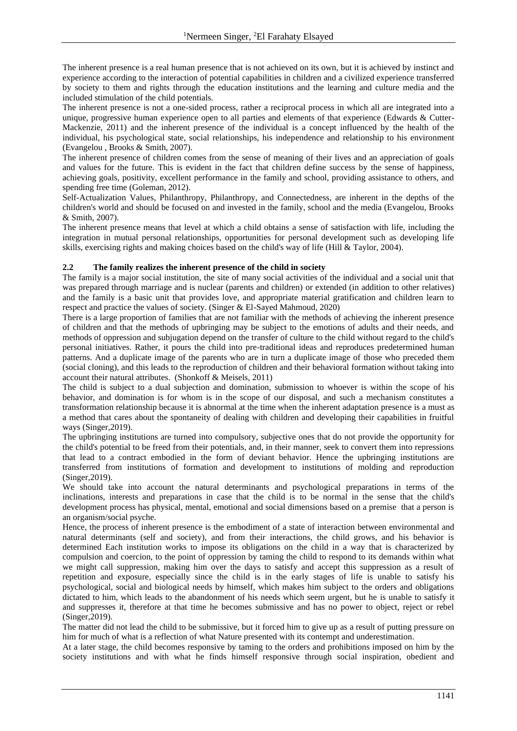The inherent presence is a real human presence that is not achieved on its own, but it is achieved by instinct and experience according to the interaction of potential capabilities in children and a civilized experience transferred by society to them and rights through the education institutions and the learning and culture media and the included stimulation of the child potentials.

The inherent presence is not a one-sided process, rather a reciprocal process in which all are integrated into a unique, progressive human experience open to all parties and elements of that experience (Edwards & Cutter-Mackenzie, 2011) and the inherent presence of the individual is a concept influenced by the health of the individual, his psychological state, social relationships, his independence and relationship to his environment (Evangelou , Brooks & Smith, 2007).

The inherent presence of children comes from the sense of meaning of their lives and an appreciation of goals and values for the future. This is evident in the fact that children define success by the sense of happiness, achieving goals, positivity, excellent performance in the family and school, providing assistance to others, and spending free time (Goleman, 2012).

Self-Actualization Values, Philanthropy, Philanthropy, and Connectedness, are inherent in the depths of the children's world and should be focused on and invested in the family, school and the media (Evangelou, Brooks & Smith, 2007).

The inherent presence means that level at which a child obtains a sense of satisfaction with life, including the integration in mutual personal relationships, opportunities for personal development such as developing life skills, exercising rights and making choices based on the child's way of life (Hill & Taylor, 2004).

## 2.2 The family realizes the inherent presence of the child in society

The family is a major social institution, the site of many social activities of the individual and a social unit that was prepared through marriage and is nuclear (parents and children) or extended (in addition to other relatives) and the family is a basic unit that provides love, and appropriate material gratification and children learn to respect and practice the values of society. (Singer & El-Sayed Mahmoud, 2020)

There is a large proportion of families that are not familiar with the methods of achieving the inherent presence of children and that the methods of upbringing may be subject to the emotions of adults and their needs, and methods of oppression and subjugation depend on the transfer of culture to the child without regard to the child's personal initiatives. Rather, it pours the child into pre-traditional ideas and reproduces predetermined human patterns. And a duplicate image of the parents who are in turn a duplicate image of those who preceded them (social cloning), and this leads to the reproduction of children and their behavioral formation without taking into account their natural attributes. (Shonkoff & Meisels, 2011)

The child is subject to a dual subjection and domination, submission to whoever is within the scope of his behavior, and domination is for whom is in the scope of our disposal, and such a mechanism constitutes a transformation relationship because it is abnormal at the time when the inherent adaptation presence is a must as a method that cares about the spontaneity of dealing with children and developing their capabilities in fruitful ways (Singer,2019).

The upbringing institutions are turned into compulsory, subjective ones that do not provide the opportunity for the child's potential to be freed from their potentials, and, in their manner, seek to convert them into repressions that lead to a contract embodied in the form of deviant behavior. Hence the upbringing institutions are transferred from institutions of formation and development to institutions of molding and reproduction (Singer,2019).

We should take into account the natural determinants and psychological preparations in terms of the inclinations, interests and preparations in case that the child is to be normal in the sense that the child's development process has physical, mental, emotional and social dimensions based on a premise that a person is an organism/social psyche.

Hence, the process of inherent presence is the embodiment of a state of interaction between environmental and natural determinants (self and society), and from their interactions, the child grows, and his behavior is determined Each institution works to impose its obligations on the child in a way that is characterized by compulsion and coercion, to the point of oppression by taming the child to respond to its demands within what we might call suppression, making him over the days to satisfy and accept this suppression as a result of repetition and exposure, especially since the child is in the early stages of life is unable to satisfy his psychological, social and biological needs by himself, which makes him subject to the orders and obligations dictated to him, which leads to the abandonment of his needs which seem urgent, but he is unable to satisfy it and suppresses it, therefore at that time he becomes submissive and has no power to object, reject or rebel (Singer,2019).

The matter did not lead the child to be submissive, but it forced him to give up as a result of putting pressure on him for much of what is a reflection of what Nature presented with its contempt and underestimation.

At a later stage, the child becomes responsive by taming to the orders and prohibitions imposed on him by the society institutions and with what he finds himself responsive through social inspiration, obedient and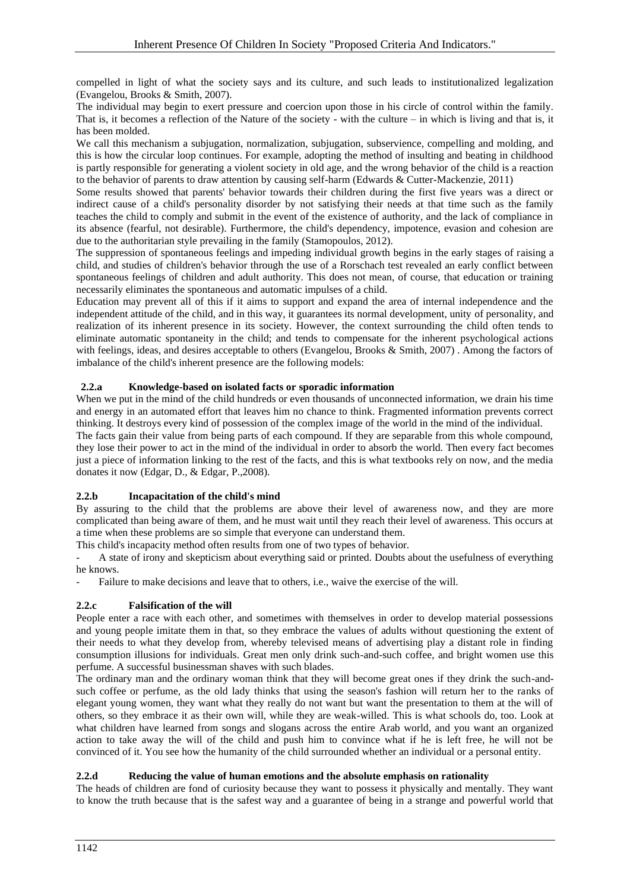compelled in light of what the society says and its culture, and such leads to institutionalized legalization (Evangelou, Brooks & Smith, 2007).

The individual may begin to exert pressure and coercion upon those in his circle of control within the family. That is, it becomes a reflection of the Nature of the society - with the culture – in which is living and that is, it has been molded.

We call this mechanism a subjugation, normalization, subjugation, subservience, compelling and molding, and this is how the circular loop continues. For example, adopting the method of insulting and beating in childhood is partly responsible for generating a violent society in old age, and the wrong behavior of the child is a reaction to the behavior of parents to draw attention by causing self-harm (Edwards & Cutter-Mackenzie, 2011)

Some results showed that parents' behavior towards their children during the first five years was a direct or indirect cause of a child's personality disorder by not satisfying their needs at that time such as the family teaches the child to comply and submit in the event of the existence of authority, and the lack of compliance in its absence (fearful, not desirable). Furthermore, the child's dependency, impotence, evasion and cohesion are due to the authoritarian style prevailing in the family (Stamopoulos, 2012).

The suppression of spontaneous feelings and impeding individual growth begins in the early stages of raising a child, and studies of children's behavior through the use of a Rorschach test revealed an early conflict between spontaneous feelings of children and adult authority. This does not mean, of course, that education or training necessarily eliminates the spontaneous and automatic impulses of a child.

Education may prevent all of this if it aims to support and expand the area of internal independence and the independent attitude of the child, and in this way, it guarantees its normal development, unity of personality, and realization of its inherent presence in its society. However, the context surrounding the child often tends to eliminate automatic spontaneity in the child; and tends to compensate for the inherent psychological actions with feelings, ideas, and desires acceptable to others (Evangelou, Brooks & Smith, 2007) . Among the factors of imbalance of the child's inherent presence are the following models:

### 2.2.a Knowledge-based on isolated facts or sporadic information

When we put in the mind of the child hundreds or even thousands of unconnected information, we drain his time and energy in an automated effort that leaves him no chance to think. Fragmented information prevents correct thinking. It destroys every kind of possession of the complex image of the world in the mind of the individual.

The facts gain their value from being parts of each compound. If they are separable from this whole compound, they lose their power to act in the mind of the individual in order to absorb the world. Then every fact becomes just a piece of information linking to the rest of the facts, and this is what textbooks rely on now, and the media donates it now (Edgar, D., & Edgar, P.,2008).

### 2.2.b Incapacitation of the child's mind

By assuring to the child that the problems are above their level of awareness now, and they are more complicated than being aware of them, and he must wait until they reach their level of awareness. This occurs at a time when these problems are so simple that everyone can understand them.

This child's incapacity method often results from one of two types of behavior.

- A state of irony and skepticism about everything said or printed. Doubts about the usefulness of everything he knows.
- Failure to make decisions and leave that to others, i.e., waive the exercise of the will.

### 2.2.c Falsification of the will

People enter a race with each other, and sometimes with themselves in order to develop material possessions and young people imitate them in that, so they embrace the values of adults without questioning the extent of their needs to what they develop from, whereby televised means of advertising play a distant role in finding consumption illusions for individuals. Great men only drink such-and-such coffee, and bright women use this perfume. A successful businessman shaves with such blades.

The ordinary man and the ordinary woman think that they will become great ones if they drink the such-and-such coffee or perfume, as the old lady thinks that using the season's fashion will return her to the ranks of elegant young women, they want what they really do not want but want the presentation to them at the will of others, so they embrace it as their own will, while they are weak-willed. This is what schools do, too. Look at what children have learned from songs and slogans across the entire Arab world, and you want an organized action to take away the will of the child and push him to convince what if he is left free, he will not be convinced of it. You see how the humanity of the child surrounded whether an individual or a personal entity.

### 2.2.d Reducing the value of human emotions and the absolute emphasis on rationality

The heads of children are fond of curiosity because they want to possess it physically and mentally. They want to know the truth because that is the safest way and a guarantee of being in a strange and powerful world that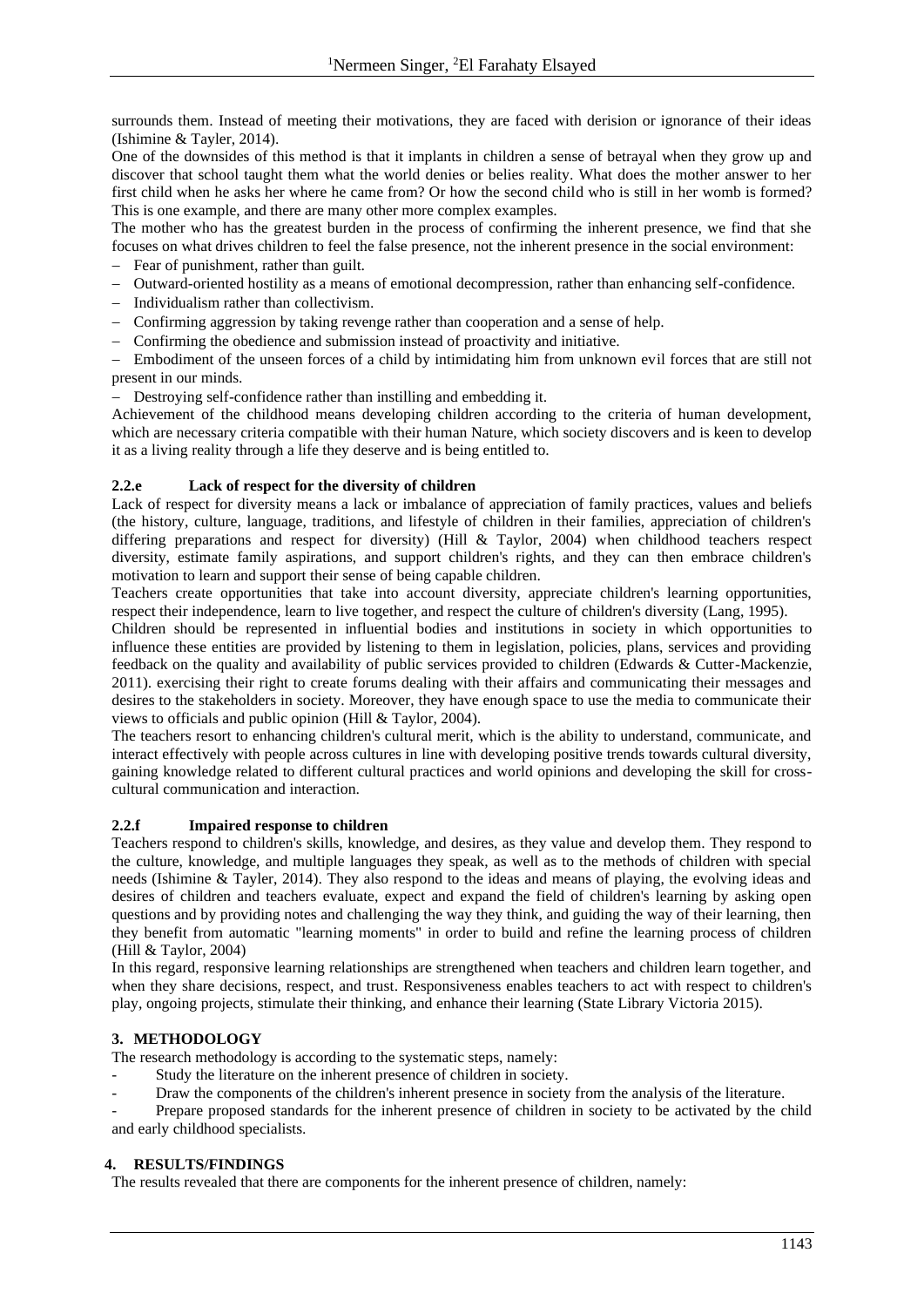surrounds them. Instead of meeting their motivations, they are faced with derision or ignorance of their ideas (Ishimine & Tayler, 2014).

One of the downsides of this method is that it implants in children a sense of betrayal when they grow up and discover that school taught them what the world denies or belies reality. What does the mother answer to her first child when he asks her where he came from? Or how the second child who is still in her womb is formed? This is one example, and there are many other more complex examples.

The mother who has the greatest burden in the process of confirming the inherent presence, we find that she focuses on what drives children to feel the false presence, not the inherent presence in the social environment:

- Fear of punishment, rather than guilt.
- Outward-oriented hostility as a means of emotional decompression, rather than enhancing self-confidence.
- Individualism rather than collectivism.
- Confirming aggression by taking revenge rather than cooperation and a sense of help.
- Confirming the obedience and submission instead of proactivity and initiative.
- Embodiment of the unseen forces of a child by intimidating him from unknown evil forces that are still not present in our minds.
- Destroying self-confidence rather than instilling and embedding it.

Achievement of the childhood means developing children according to the criteria of human development, which are necessary criteria compatible with their human Nature, which society discovers and is keen to develop it as a living reality through a life they deserve and is being entitled to.

### 2.2.e Lack of respect for the diversity of children

Lack of respect for diversity means a lack or imbalance of appreciation of family practices, values and beliefs (the history, culture, language, traditions, and lifestyle of children in their families, appreciation of children's differing preparations and respect for diversity) (Hill & Taylor, 2004) when childhood teachers respect diversity, estimate family aspirations, and support children's rights, and they can then embrace children's motivation to learn and support their sense of being capable children.

Teachers create opportunities that take into account diversity, appreciate children's learning opportunities, respect their independence, learn to live together, and respect the culture of children's diversity (Lang, 1995).

Children should be represented in influential bodies and institutions in society in which opportunities to influence these entities are provided by listening to them in legislation, policies, plans, services and providing feedback on the quality and availability of public services provided to children (Edwards & Cutter-Mackenzie, 2011). exercising their right to create forums dealing with their affairs and communicating their messages and desires to the stakeholders in society. Moreover, they have enough space to use the media to communicate their views to officials and public opinion (Hill & Taylor, 2004).

The teachers resort to enhancing children's cultural merit, which is the ability to understand, communicate, and interact effectively with people across cultures in line with developing positive trends towards cultural diversity, gaining knowledge related to different cultural practices and world opinions and developing the skill for cross-cultural communication and interaction.

### 2.2.f Impaired response to children

Teachers respond to children's skills, knowledge, and desires, as they value and develop them. They respond to the culture, knowledge, and multiple languages they speak, as well as to the methods of children with special needs (Ishimine & Tayler, 2014). They also respond to the ideas and means of playing, the evolving ideas and desires of children and teachers evaluate, expect and expand the field of children's learning by asking open questions and by providing notes and challenging the way they think, and guiding the way of their learning, then they benefit from automatic "learning moments" in order to build and refine the learning process of children (Hill & Taylor, 2004)

In this regard, responsive learning relationships are strengthened when teachers and children learn together, and when they share decisions, respect, and trust. Responsiveness enables teachers to act with respect to children's play, ongoing projects, stimulate their thinking, and enhance their learning (State Library Victoria 2015).

## 3. METHODOLOGY

The research methodology is according to the systematic steps, namely:

- Study the literature on the inherent presence of children in society.
- Draw the components of the children's inherent presence in society from the analysis of the literature.
- Prepare proposed standards for the inherent presence of children in society to be activated by the child and early childhood specialists.

## 4. RESULTS/FINDINGS

The results revealed that there are components for the inherent presence of children, namely: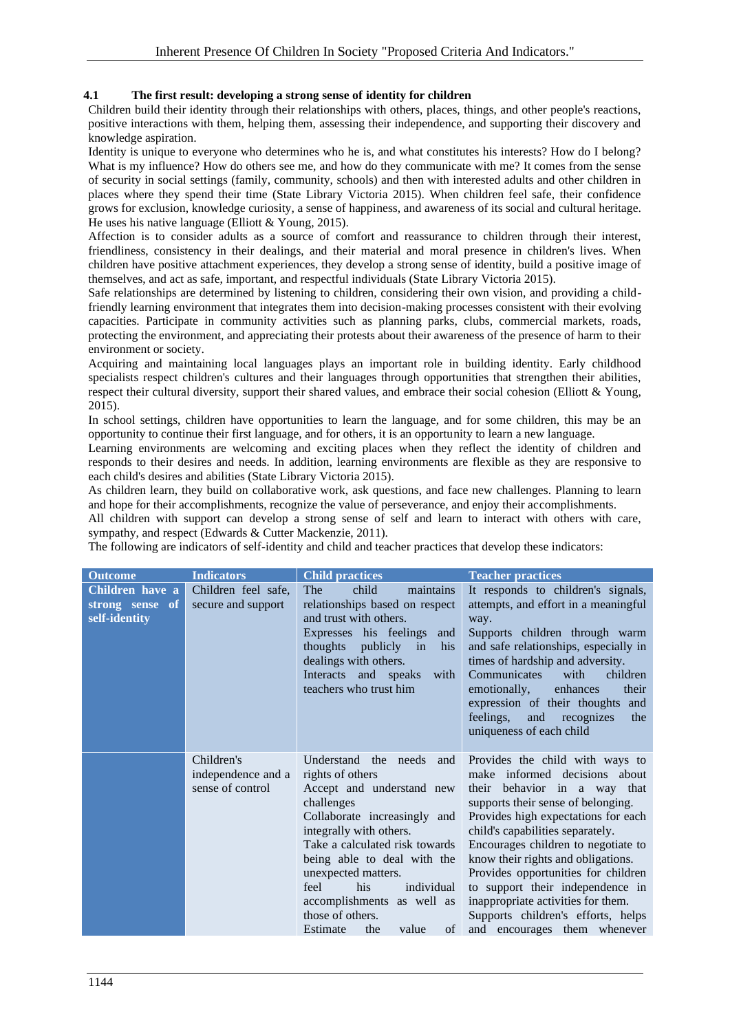### 4.1 The first result: developing a strong sense of identity for children

Children build their identity through their relationships with others, places, things, and other people's reactions, positive interactions with them, helping them, assessing their independence, and supporting their discovery and knowledge aspiration.

Identity is unique to everyone who determines who he is, and what constitutes his interests? How do I belong? What is my influence? How do others see me, and how do they communicate with me? It comes from the sense of security in social settings (family, community, schools) and then with interested adults and other children in places where they spend their time (State Library Victoria 2015). When children feel safe, their confidence grows for exclusion, knowledge curiosity, a sense of happiness, and awareness of its social and cultural heritage. He uses his native language (Elliott & Young, 2015).

Affection is to consider adults as a source of comfort and reassurance to children through their interest, friendliness, consistency in their dealings, and their material and moral presence in children's lives. When children have positive attachment experiences, they develop a strong sense of identity, build a positive image of themselves, and act as safe, important, and respectful individuals (State Library Victoria 2015).

Safe relationships are determined by listening to children, considering their own vision, and providing a child-friendly learning environment that integrates them into decision-making processes consistent with their evolving capacities. Participate in community activities such as planning parks, clubs, commercial markets, roads, protecting the environment, and appreciating their protests about their awareness of the presence of harm to their environment or society.

Acquiring and maintaining local languages plays an important role in building identity. Early childhood specialists respect children's cultures and their languages through opportunities that strengthen their abilities, respect their cultural diversity, support their shared values, and embrace their social cohesion (Elliott & Young, 2015).

In school settings, children have opportunities to learn the language, and for some children, this may be an opportunity to continue their first language, and for others, it is an opportunity to learn a new language.

Learning environments are welcoming and exciting places when they reflect the identity of children and responds to their desires and needs. In addition, learning environments are flexible as they are responsive to each child's desires and abilities (State Library Victoria 2015).

As children learn, they build on collaborative work, ask questions, and face new challenges. Planning to learn and hope for their accomplishments, recognize the value of perseverance, and enjoy their accomplishments.

All children with support can develop a strong sense of self and learn to interact with others with care, sympathy, and respect (Edwards & Cutter Mackenzie, 2011).

The following are indicators of self-identity and child and teacher practices that develop these indicators:

| Outcome | Indicators | Child practices | Teacher practices |
|---|---|---|---|
| **Children have a strong sense of self-identity** | Children feel safe, secure and support | The child maintains relationships based on respect and trust with others.<br>Expresses his feelings and thoughts publicly in his dealings with others.<br>Interacts and speaks with teachers who trust him | It responds to children's signals, attempts, and effort in a meaningful way.<br>Supports children through warm and safe relationships, especially in times of hardship and adversity.<br>Communicates with children emotionally, enhances their expression of their thoughts and feelings, and recognizes the uniqueness of each child |
| | Children's independence and a sense of control | Understand the needs and rights of others<br>Accept and understand new challenges<br>Collaborate increasingly and integrally with others.<br>Take a calculated risk towards being able to deal with the unexpected matters.<br>feel his individual accomplishments as well as those of others.<br>Estimate the value of | Provides the child with ways to make informed decisions about their behavior in a way that supports their sense of belonging.<br>Provides high expectations for each child's capabilities separately.<br>Encourages children to negotiate to know their rights and obligations.<br>Provides opportunities for children to support their independence in inappropriate activities for them.<br>Supports children's efforts, helps and encourages them whenever |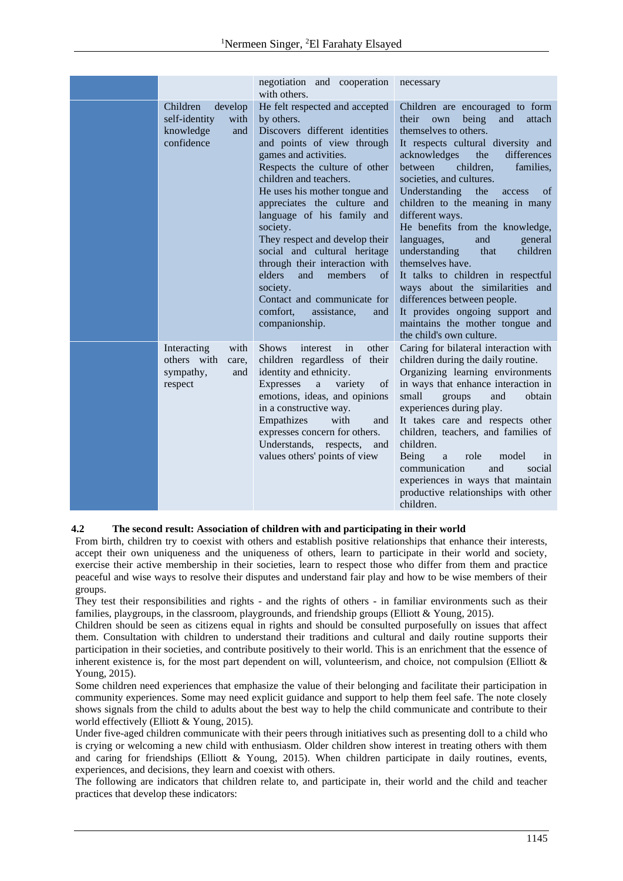| | | | |
|---|---|---|---|
| | | negotiation and cooperation with others. | necessary |
| | Children develop self-identity with knowledge and confidence | He felt respected and accepted by others.<br>Discovers different identities and points of view through games and activities.<br>Respects the culture of other children and teachers.<br>He uses his mother tongue and appreciates the culture and language of his family and society.<br>They respect and develop their social and cultural heritage through their interaction with elders and members of society.<br>Contact and communicate for comfort, assistance, and companionship. | Children are encouraged to form their own being and attach themselves to others.<br>It respects cultural diversity and acknowledges the differences between children, families, societies, and cultures.<br>Understanding the access of children to the meaning in many different ways.<br>He benefits from the knowledge, languages, and general understanding that children themselves have.<br>It talks to children in respectful ways about the similarities and differences between people.<br>It provides ongoing support and maintains the mother tongue and the child's own culture. |
| | Interacting with others with care, sympathy, and respect | Shows interest in other children regardless of their identity and ethnicity.<br>Expresses a variety of emotions, ideas, and opinions in a constructive way.<br>Empathizes with and expresses concern for others.<br>Understands, respects, and values others' points of view | Caring for bilateral interaction with children during the daily routine.<br>Organizing learning environments in ways that enhance interaction in small groups and obtain experiences during play.<br>It takes care and respects other children, teachers, and families of children.<br>Being a role model in communication and social experiences in ways that maintain productive relationships with other children. |

### 4.2 The second result: Association of children with and participating in their world

From birth, children try to coexist with others and establish positive relationships that enhance their interests, accept their own uniqueness and the uniqueness of others, learn to participate in their world and society, exercise their active membership in their societies, learn to respect those who differ from them and practice peaceful and wise ways to resolve their disputes and understand fair play and how to be wise members of their groups.

They test their responsibilities and rights - and the rights of others - in familiar environments such as their families, playgroups, in the classroom, playgrounds, and friendship groups (Elliott & Young, 2015).

Children should be seen as citizens equal in rights and should be consulted purposefully on issues that affect them. Consultation with children to understand their traditions and cultural and daily routine supports their participation in their societies, and contribute positively to their world. This is an enrichment that the essence of inherent existence is, for the most part dependent on will, volunteerism, and choice, not compulsion (Elliott & Young, 2015).

Some children need experiences that emphasize the value of their belonging and facilitate their participation in community experiences. Some may need explicit guidance and support to help them feel safe. The note closely shows signals from the child to adults about the best way to help the child communicate and contribute to their world effectively (Elliott & Young, 2015).

Under five-aged children communicate with their peers through initiatives such as presenting doll to a child who is crying or welcoming a new child with enthusiasm. Older children show interest in treating others with them and caring for friendships (Elliott & Young, 2015). When children participate in daily routines, events, experiences, and decisions, they learn and coexist with others.

The following are indicators that children relate to, and participate in, their world and the child and teacher practices that develop these indicators: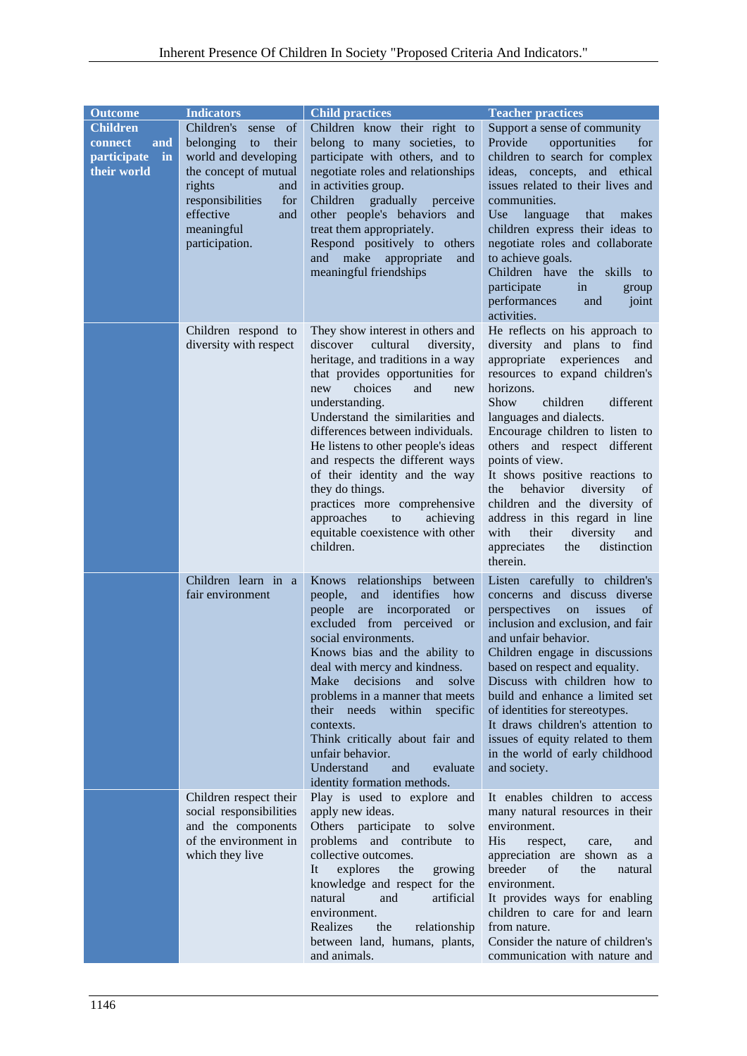| Outcome | Indicators | Child practices | Teacher practices |
|---|---|---|---|
| **Children connect and participate in their world** | Children's sense of belonging to their world and developing the concept of mutual rights and responsibilities for effective and meaningful participation. | Children know their right to belong to many societies, to participate with others, and to negotiate roles and relationships in activities group. Children gradually perceive other people's behaviors and treat them appropriately. Respond positively to others and make appropriate and meaningful friendships | Support a sense of community Provide opportunities for children to search for complex ideas, concepts, and ethical issues related to their lives and communities. Use language that makes children express their ideas to negotiate roles and collaborate to achieve goals. Children have the skills to participate in group performances and joint activities. |
| | Children respond to diversity with respect | They show interest in others and discover cultural diversity, heritage, and traditions in a way that provides opportunities for new choices and new understanding. Understand the similarities and differences between individuals. He listens to other people's ideas and respects the different ways of their identity and the way they do things. practices more comprehensive approaches to achieving equitable coexistence with other children. | He reflects on his approach to diversity and plans to find appropriate experiences and resources to expand children's horizons. Show children different languages and dialects. Encourage children to listen to others and respect different points of view. It shows positive reactions to the behavior diversity of children and the diversity of address in this regard in line with their diversity and appreciates the distinction therein. |
| | Children learn in a fair environment | Knows relationships between people, and identifies how people are incorporated or excluded from perceived or social environments. Knows bias and the ability to deal with mercy and kindness. Make decisions and solve problems in a manner that meets their needs within specific contexts. Think critically about fair and unfair behavior. Understand and evaluate identity formation methods. | Listen carefully to children's concerns and discuss diverse perspectives on issues of inclusion and exclusion, and fair and unfair behavior. Children engage in discussions based on respect and equality. Discuss with children how to build and enhance a limited set of identities for stereotypes. It draws children's attention to issues of equity related to them in the world of early childhood and society. |
| | Children respect their social responsibilities and the components of the environment in which they live | Play is used to explore and apply new ideas. Others participate to solve problems and contribute to collective outcomes. It explores the growing knowledge and respect for the natural and artificial environment. Realizes the relationship between land, humans, plants, and animals. | It enables children to access many natural resources in their environment. His respect, care, and appreciation are shown as a breeder of the natural environment. It provides ways for enabling children to care for and learn from nature. Consider the nature of children's communication with nature and |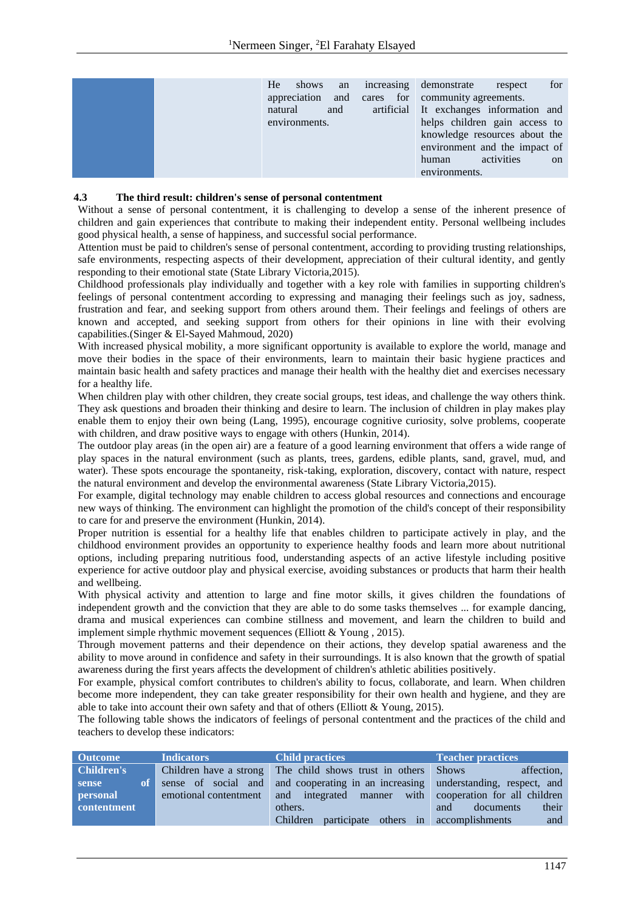| | | | |
|---|---|---|---|
| | | He shows an increasing appreciation and cares for natural and artificial environments. | demonstrate respect for community agreements. It exchanges information and helps children gain access to knowledge resources about the environment and the impact of human activities on environments. |

### 4.3 The third result: children's sense of personal contentment

Without a sense of personal contentment, it is challenging to develop a sense of the inherent presence of children and gain experiences that contribute to making their independent entity. Personal wellbeing includes good physical health, a sense of happiness, and successful social performance.

Attention must be paid to children's sense of personal contentment, according to providing trusting relationships, safe environments, respecting aspects of their development, appreciation of their cultural identity, and gently responding to their emotional state (State Library Victoria,2015).

Childhood professionals play individually and together with a key role with families in supporting children's feelings of personal contentment according to expressing and managing their feelings such as joy, sadness, frustration and fear, and seeking support from others around them. Their feelings and feelings of others are known and accepted, and seeking support from others for their opinions in line with their evolving capabilities.(Singer & El-Sayed Mahmoud, 2020)

With increased physical mobility, a more significant opportunity is available to explore the world, manage and move their bodies in the space of their environments, learn to maintain their basic hygiene practices and maintain basic health and safety practices and manage their health with the healthy diet and exercises necessary for a healthy life.

When children play with other children, they create social groups, test ideas, and challenge the way others think. They ask questions and broaden their thinking and desire to learn. The inclusion of children in play makes play enable them to enjoy their own being (Lang, 1995), encourage cognitive curiosity, solve problems, cooperate with children, and draw positive ways to engage with others (Hunkin, 2014).

The outdoor play areas (in the open air) are a feature of a good learning environment that offers a wide range of play spaces in the natural environment (such as plants, trees, gardens, edible plants, sand, gravel, mud, and water). These spots encourage the spontaneity, risk-taking, exploration, discovery, contact with nature, respect the natural environment and develop the environmental awareness (State Library Victoria,2015).

For example, digital technology may enable children to access global resources and connections and encourage new ways of thinking. The environment can highlight the promotion of the child's concept of their responsibility to care for and preserve the environment (Hunkin, 2014).

Proper nutrition is essential for a healthy life that enables children to participate actively in play, and the childhood environment provides an opportunity to experience healthy foods and learn more about nutritional options, including preparing nutritious food, understanding aspects of an active lifestyle including positive experience for active outdoor play and physical exercise, avoiding substances or products that harm their health and wellbeing.

With physical activity and attention to large and fine motor skills, it gives children the foundations of independent growth and the conviction that they are able to do some tasks themselves ... for example dancing, drama and musical experiences can combine stillness and movement, and learn the children to build and implement simple rhythmic movement sequences (Elliott & Young , 2015).

Through movement patterns and their dependence on their actions, they develop spatial awareness and the ability to move around in confidence and safety in their surroundings. It is also known that the growth of spatial awareness during the first years affects the development of children's athletic abilities positively.

For example, physical comfort contributes to children's ability to focus, collaborate, and learn. When children become more independent, they can take greater responsibility for their own health and hygiene, and they are able to take into account their own safety and that of others (Elliott & Young, 2015).

The following table shows the indicators of feelings of personal contentment and the practices of the child and teachers to develop these indicators:

| Outcome | Indicators | Child practices | Teacher practices |
|---|---|---|---|
| **Children's sense of personal contentment** | Children have a strong sense of social and emotional contentment | The child shows trust in others and cooperating in an increasing and integrated manner with others. Children participate others in | Shows affection, understanding, respect, and cooperation for all children and documents their accomplishments and |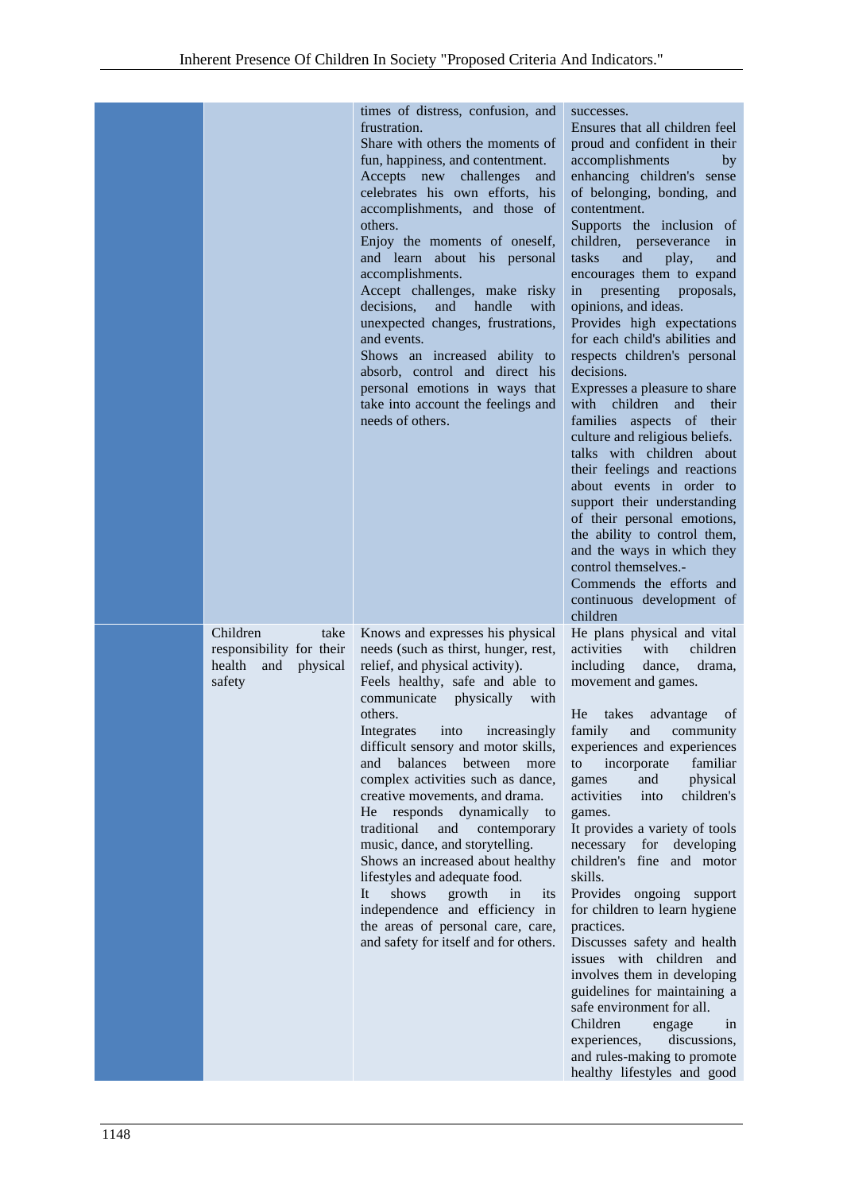| | | | |
|---|---|---|---|
| | | times of distress, confusion, and frustration.<br>Share with others the moments of fun, happiness, and contentment.<br>Accepts new challenges and celebrates his own efforts, his accomplishments, and those of others.<br>Enjoy the moments of oneself, and learn about his personal accomplishments.<br>Accept challenges, make risky decisions, and handle with unexpected changes, frustrations, and events.<br>Shows an increased ability to absorb, control and direct his personal emotions in ways that take into account the feelings and needs of others. | successes.<br>Ensures that all children feel proud and confident in their accomplishments by enhancing children's sense of belonging, bonding, and contentment.<br>Supports the inclusion of children, perseverance in tasks and play, and encourages them to expand in presenting proposals, opinions, and ideas.<br>Provides high expectations for each child's abilities and respects children's personal decisions.<br>Expresses a pleasure to share with children and their families aspects of their culture and religious beliefs.<br>talks with children about their feelings and reactions about events in order to support their understanding of their personal emotions, the ability to control them, and the ways in which they control themselves.-<br>Commends the efforts and continuous development of children |
| | Children take responsibility for their health and physical safety | Knows and expresses his physical needs (such as thirst, hunger, rest, relief, and physical activity).<br>Feels healthy, safe and able to communicate physically with others.<br>Integrates into increasingly difficult sensory and motor skills, and balances between more complex activities such as dance, creative movements, and drama.<br>He responds dynamically to traditional and contemporary music, dance, and storytelling.<br>Shows an increased about healthy lifestyles and adequate food.<br>It shows growth in its independence and efficiency in the areas of personal care, care, and safety for itself and for others. | He plans physical and vital activities with children including dance, drama, movement and games.<br><br>He takes advantage of family and community experiences and experiences to incorporate familiar games and physical activities into children's games.<br>It provides a variety of tools necessary for developing children's fine and motor skills.<br>Provides ongoing support for children to learn hygiene practices.<br>Discusses safety and health issues with children and involves them in developing guidelines for maintaining a safe environment for all.<br>Children engage in experiences, discussions, and rules-making to promote healthy lifestyles and good |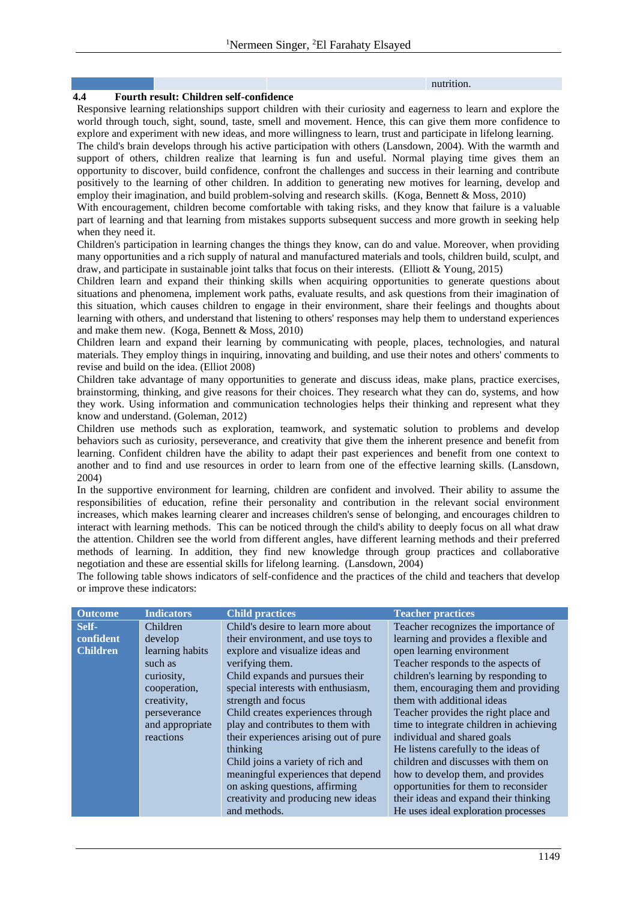| | | | nutrition. |
|---|---|---|---|

### 4.4 Fourth result: Children self-confidence

Responsive learning relationships support children with their curiosity and eagerness to learn and explore the world through touch, sight, sound, taste, smell and movement. Hence, this can give them more confidence to explore and experiment with new ideas, and more willingness to learn, trust and participate in lifelong learning.

The child's brain develops through his active participation with others (Lansdown, 2004). With the warmth and support of others, children realize that learning is fun and useful. Normal playing time gives them an opportunity to discover, build confidence, confront the challenges and success in their learning and contribute positively to the learning of other children. In addition to generating new motives for learning, develop and employ their imagination, and build problem-solving and research skills. (Koga, Bennett & Moss, 2010)

With encouragement, children become comfortable with taking risks, and they know that failure is a valuable part of learning and that learning from mistakes supports subsequent success and more growth in seeking help when they need it.

Children's participation in learning changes the things they know, can do and value. Moreover, when providing many opportunities and a rich supply of natural and manufactured materials and tools, children build, sculpt, and draw, and participate in sustainable joint talks that focus on their interests. (Elliott & Young, 2015)

Children learn and expand their thinking skills when acquiring opportunities to generate questions about situations and phenomena, implement work paths, evaluate results, and ask questions from their imagination of this situation, which causes children to engage in their environment, share their feelings and thoughts about learning with others, and understand that listening to others' responses may help them to understand experiences and make them new. (Koga, Bennett & Moss, 2010)

Children learn and expand their learning by communicating with people, places, technologies, and natural materials. They employ things in inquiring, innovating and building, and use their notes and others' comments to revise and build on the idea. (Elliot 2008)

Children take advantage of many opportunities to generate and discuss ideas, make plans, practice exercises, brainstorming, thinking, and give reasons for their choices. They research what they can do, systems, and how they work. Using information and communication technologies helps their thinking and represent what they know and understand. (Goleman, 2012)

Children use methods such as exploration, teamwork, and systematic solution to problems and develop behaviors such as curiosity, perseverance, and creativity that give them the inherent presence and benefit from learning. Confident children have the ability to adapt their past experiences and benefit from one context to another and to find and use resources in order to learn from one of the effective learning skills. (Lansdown, 2004)

In the supportive environment for learning, children are confident and involved. Their ability to assume the responsibilities of education, refine their personality and contribution in the relevant social environment increases, which makes learning clearer and increases children's sense of belonging, and encourages children to interact with learning methods. This can be noticed through the child's ability to deeply focus on all what draw the attention. Children see the world from different angles, have different learning methods and their preferred methods of learning. In addition, they find new knowledge through group practices and collaborative negotiation and these are essential skills for lifelong learning. (Lansdown, 2004)

The following table shows indicators of self-confidence and the practices of the child and teachers that develop or improve these indicators:

| Outcome | Indicators | Child practices | Teacher practices |
|---|---|---|---|
| **Self-confident Children** | Children develop learning habits such as curiosity, cooperation, creativity, perseverance and appropriate reactions | Child's desire to learn more about their environment, and use toys to explore and visualize ideas and verifying them.<br>Child expands and pursues their special interests with enthusiasm, strength and focus<br>Child creates experiences through play and contributes to them with their experiences arising out of pure thinking<br>Child joins a variety of rich and meaningful experiences that depend on asking questions, affirming creativity and producing new ideas and methods. | Teacher recognizes the importance of learning and provides a flexible and open learning environment<br>Teacher responds to the aspects of children's learning by responding to them, encouraging them and providing them with additional ideas<br>Teacher provides the right place and time to integrate children in achieving individual and shared goals<br>He listens carefully to the ideas of children and discusses with them on how to develop them, and provides opportunities for them to reconsider their ideas and expand their thinking<br>He uses ideal exploration processes |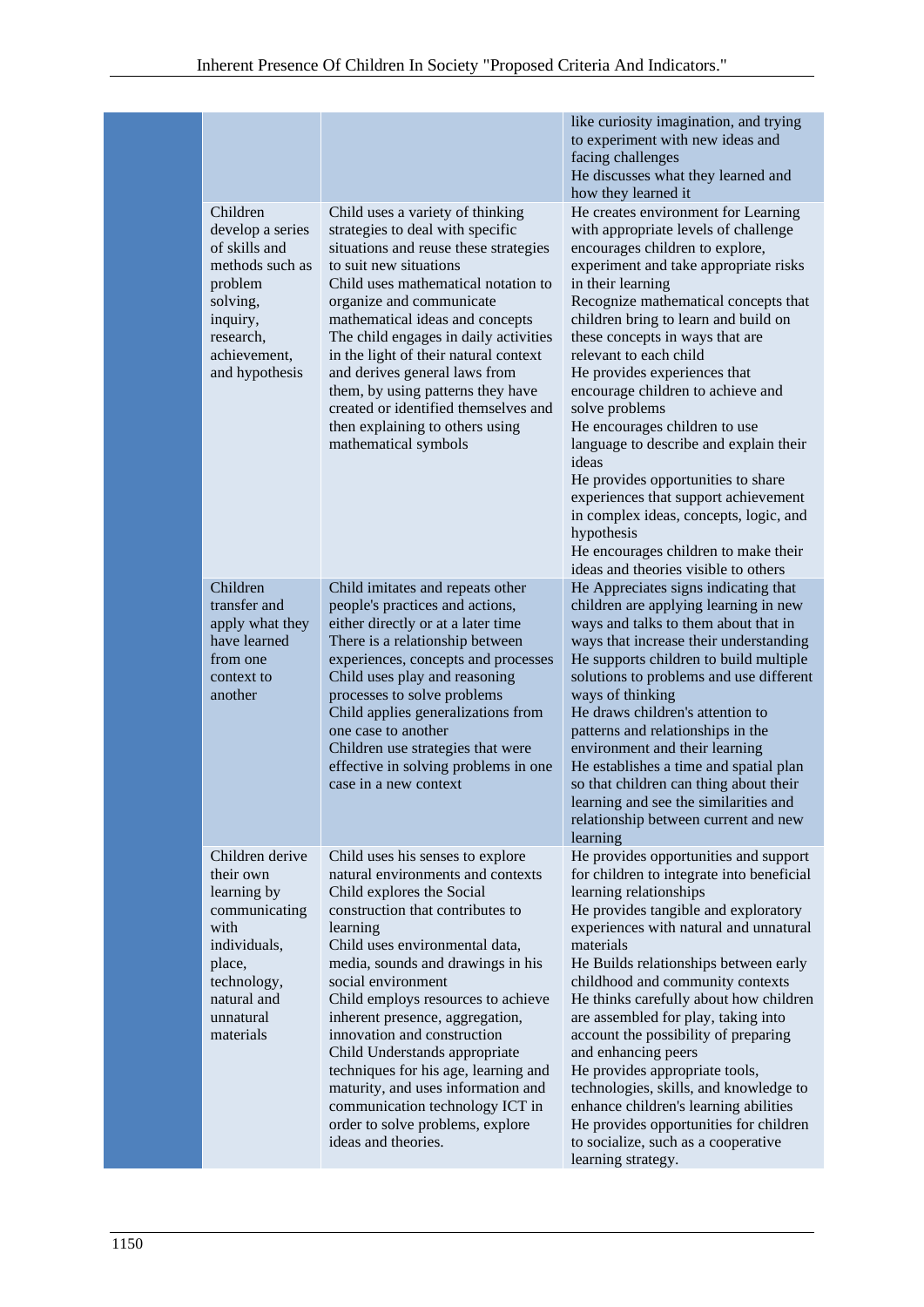| | | | |
|---|---|---|---|
| | | | like curiosity imagination, and trying to experiment with new ideas and facing challenges<br>He discusses what they learned and how they learned it |
| | Children develop a series of skills and methods such as problem solving, inquiry, research, achievement, and hypothesis | Child uses a variety of thinking strategies to deal with specific situations and reuse these strategies to suit new situations<br>Child uses mathematical notation to organize and communicate mathematical ideas and concepts<br>The child engages in daily activities in the light of their natural context and derives general laws from them, by using patterns they have created or identified themselves and then explaining to others using mathematical symbols | He creates environment for Learning with appropriate levels of challenge encourages children to explore, experiment and take appropriate risks in their learning<br>Recognize mathematical concepts that children bring to learn and build on these concepts in ways that are relevant to each child<br>He provides experiences that encourage children to achieve and solve problems<br>He encourages children to use language to describe and explain their ideas<br>He provides opportunities to share experiences that support achievement in complex ideas, concepts, logic, and hypothesis<br>He encourages children to make their ideas and theories visible to others |
| | Children transfer and apply what they have learned from one context to another | Child imitates and repeats other people's practices and actions, either directly or at a later time<br>There is a relationship between experiences, concepts and processes<br>Child uses play and reasoning processes to solve problems<br>Child applies generalizations from one case to another<br>Children use strategies that were effective in solving problems in one case in a new context | He Appreciates signs indicating that children are applying learning in new ways and talks to them about that in ways that increase their understanding<br>He supports children to build multiple solutions to problems and use different ways of thinking<br>He draws children's attention to patterns and relationships in the environment and their learning<br>He establishes a time and spatial plan so that children can thing about their learning and see the similarities and relationship between current and new learning |
| | Children derive their own learning by communicating with individuals, place, technology, natural and unnatural materials | Child uses his senses to explore natural environments and contexts<br>Child explores the Social construction that contributes to learning<br>Child uses environmental data, media, sounds and drawings in his social environment<br>Child employs resources to achieve inherent presence, aggregation, innovation and construction<br>Child Understands appropriate techniques for his age, learning and maturity, and uses information and communication technology ICT in order to solve problems, explore ideas and theories. | He provides opportunities and support for children to integrate into beneficial learning relationships<br>He provides tangible and exploratory experiences with natural and unnatural materials<br>He Builds relationships between early childhood and community contexts<br>He thinks carefully about how children are assembled for play, taking into account the possibility of preparing and enhancing peers<br>He provides appropriate tools, technologies, skills, and knowledge to enhance children's learning abilities<br>He provides opportunities for children to socialize, such as a cooperative learning strategy. |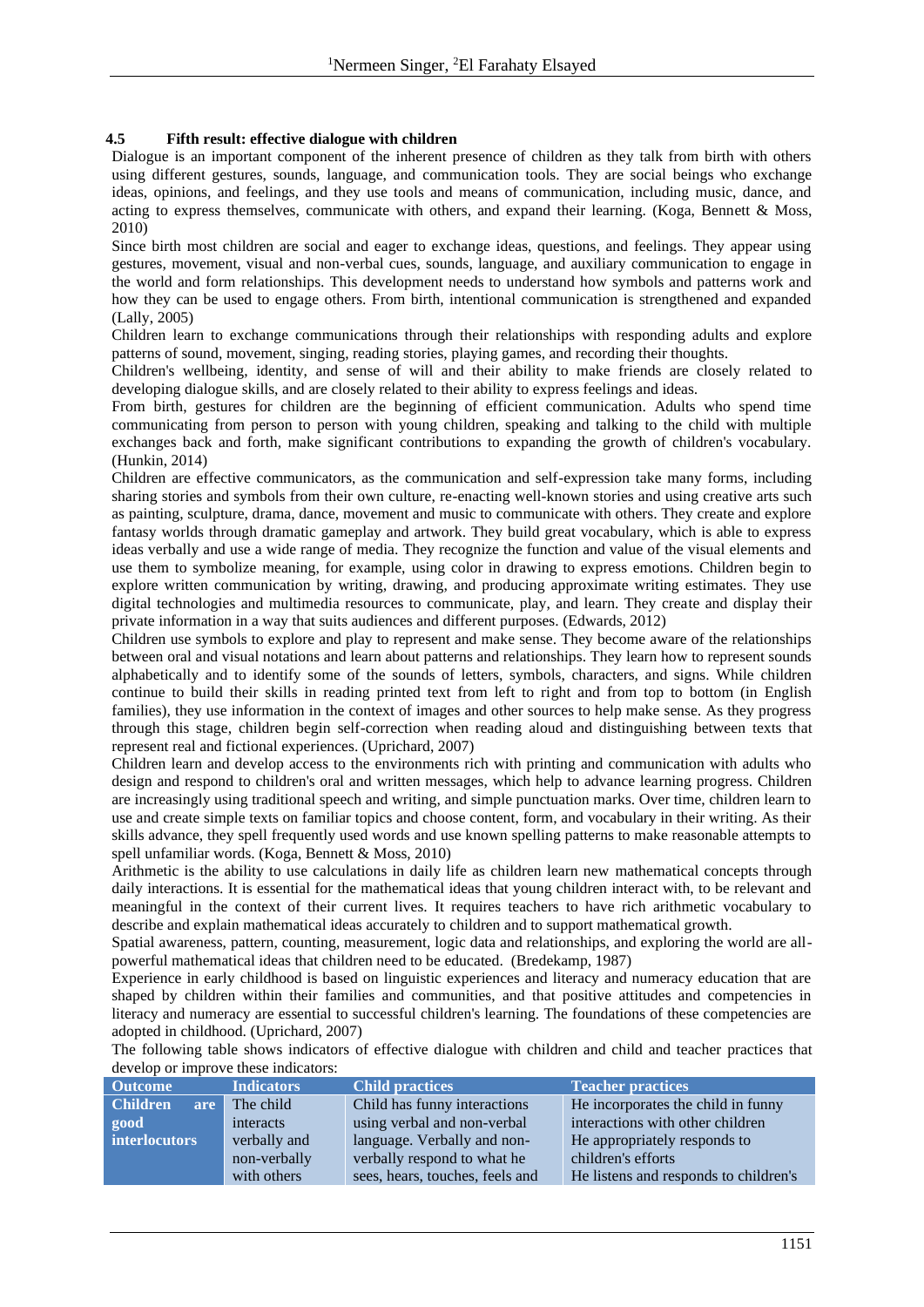### 4.5 Fifth result: effective dialogue with children

Dialogue is an important component of the inherent presence of children as they talk from birth with others using different gestures, sounds, language, and communication tools. They are social beings who exchange ideas, opinions, and feelings, and they use tools and means of communication, including music, dance, and acting to express themselves, communicate with others, and expand their learning. (Koga, Bennett & Moss, 2010)

Since birth most children are social and eager to exchange ideas, questions, and feelings. They appear using gestures, movement, visual and non-verbal cues, sounds, language, and auxiliary communication to engage in the world and form relationships. This development needs to understand how symbols and patterns work and how they can be used to engage others. From birth, intentional communication is strengthened and expanded (Lally, 2005)

Children learn to exchange communications through their relationships with responding adults and explore patterns of sound, movement, singing, reading stories, playing games, and recording their thoughts.

Children's wellbeing, identity, and sense of will and their ability to make friends are closely related to developing dialogue skills, and are closely related to their ability to express feelings and ideas.

From birth, gestures for children are the beginning of efficient communication. Adults who spend time communicating from person to person with young children, speaking and talking to the child with multiple exchanges back and forth, make significant contributions to expanding the growth of children's vocabulary. (Hunkin, 2014)

Children are effective communicators, as the communication and self-expression take many forms, including sharing stories and symbols from their own culture, re-enacting well-known stories and using creative arts such as painting, sculpture, drama, dance, movement and music to communicate with others. They create and explore fantasy worlds through dramatic gameplay and artwork. They build great vocabulary, which is able to express ideas verbally and use a wide range of media. They recognize the function and value of the visual elements and use them to symbolize meaning, for example, using color in drawing to express emotions. Children begin to explore written communication by writing, drawing, and producing approximate writing estimates. They use digital technologies and multimedia resources to communicate, play, and learn. They create and display their private information in a way that suits audiences and different purposes. (Edwards, 2012)

Children use symbols to explore and play to represent and make sense. They become aware of the relationships between oral and visual notations and learn about patterns and relationships. They learn how to represent sounds alphabetically and to identify some of the sounds of letters, symbols, characters, and signs. While children continue to build their skills in reading printed text from left to right and from top to bottom (in English families), they use information in the context of images and other sources to help make sense. As they progress through this stage, children begin self-correction when reading aloud and distinguishing between texts that represent real and fictional experiences. (Uprichard, 2007)

Children learn and develop access to the environments rich with printing and communication with adults who design and respond to children's oral and written messages, which help to advance learning progress. Children are increasingly using traditional speech and writing, and simple punctuation marks. Over time, children learn to use and create simple texts on familiar topics and choose content, form, and vocabulary in their writing. As their skills advance, they spell frequently used words and use known spelling patterns to make reasonable attempts to spell unfamiliar words. (Koga, Bennett & Moss, 2010)

Arithmetic is the ability to use calculations in daily life as children learn new mathematical concepts through daily interactions. It is essential for the mathematical ideas that young children interact with, to be relevant and meaningful in the context of their current lives. It requires teachers to have rich arithmetic vocabulary to describe and explain mathematical ideas accurately to children and to support mathematical growth.

Spatial awareness, pattern, counting, measurement, logic data and relationships, and exploring the world are all-powerful mathematical ideas that children need to be educated. (Bredekamp, 1987)

Experience in early childhood is based on linguistic experiences and literacy and numeracy education that are shaped by children within their families and communities, and that positive attitudes and competencies in literacy and numeracy are essential to successful children's learning. The foundations of these competencies are adopted in childhood. (Uprichard, 2007)

The following table shows indicators of effective dialogue with children and child and teacher practices that develop or improve these indicators:

| Outcome | Indicators | Child practices | Teacher practices |
|---|---|---|---|
| **Children are good interlocutors** | The child interacts verbally and non-verbally with others | Child has funny interactions using verbal and non-verbal language. Verbally and non-verbally respond to what he sees, hears, touches, feels and | He incorporates the child in funny interactions with other children<br>He appropriately responds to children's efforts<br>He listens and responds to children's |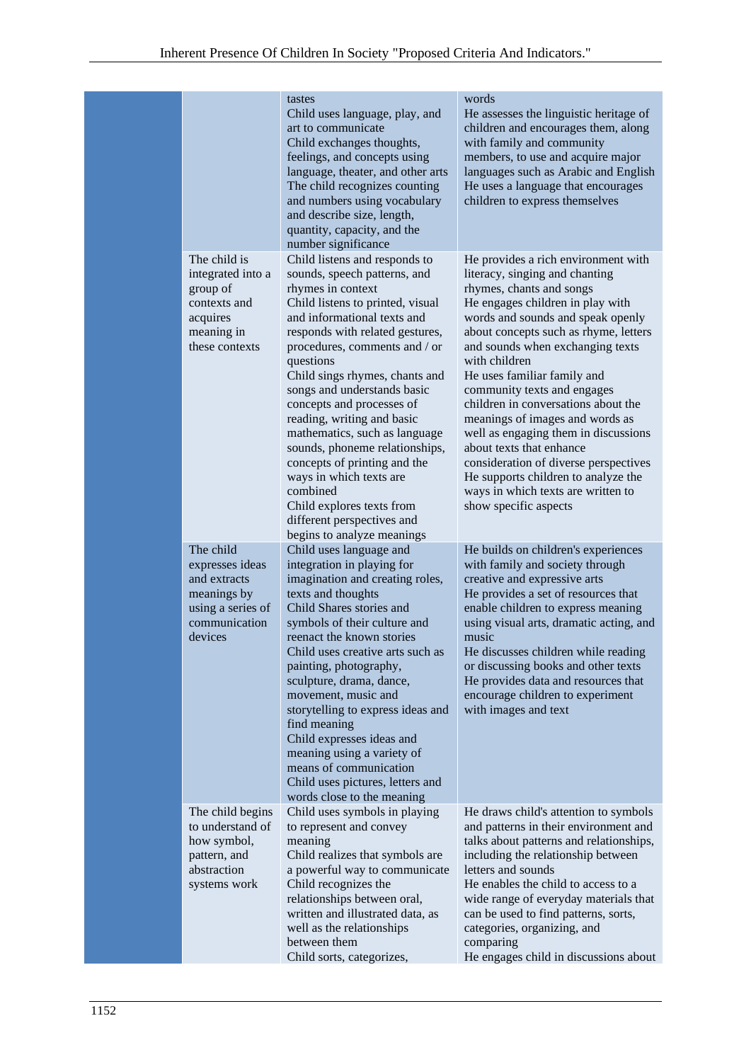| | | | |
|---|---|---|---|
| | | tastes<br>Child uses language, play, and art to communicate<br>Child exchanges thoughts, feelings, and concepts using language, theater, and other arts<br>The child recognizes counting and numbers using vocabulary and describe size, length, quantity, capacity, and the number significance | words<br>He assesses the linguistic heritage of children and encourages them, along with family and community members, to use and acquire major languages such as Arabic and English<br>He uses a language that encourages children to express themselves |
| | The child is integrated into a group of contexts and acquires meaning in these contexts | Child listens and responds to sounds, speech patterns, and rhymes in context<br>Child listens to printed, visual and informational texts and responds with related gestures, procedures, comments and / or questions<br>Child sings rhymes, chants and songs and understands basic concepts and processes of reading, writing and basic mathematics, such as language sounds, phoneme relationships, concepts of printing and the ways in which texts are combined<br>Child explores texts from different perspectives and begins to analyze meanings | He provides a rich environment with literacy, singing and chanting rhymes, chants and songs<br>He engages children in play with words and sounds and speak openly about concepts such as rhyme, letters and sounds when exchanging texts with children<br>He uses familiar family and community texts and engages children in conversations about the meanings of images and words as well as engaging them in discussions about texts that enhance consideration of diverse perspectives<br>He supports children to analyze the ways in which texts are written to show specific aspects |
| | The child expresses ideas and extracts meanings by using a series of communication devices | Child uses language and integration in playing for imagination and creating roles, texts and thoughts<br>Child Shares stories and symbols of their culture and reenact the known stories<br>Child uses creative arts such as painting, photography, sculpture, drama, dance, movement, music and storytelling to express ideas and find meaning<br>Child expresses ideas and meaning using a variety of means of communication<br>Child uses pictures, letters and words close to the meaning | He builds on children's experiences with family and society through creative and expressive arts<br>He provides a set of resources that enable children to express meaning using visual arts, dramatic acting, and music<br>He discusses children while reading or discussing books and other texts<br>He provides data and resources that encourage children to experiment with images and text |
| | The child begins to understand of how symbol, pattern, and abstraction systems work | Child uses symbols in playing to represent and convey meaning<br>Child realizes that symbols are a powerful way to communicate<br>Child recognizes the relationships between oral, written and illustrated data, as well as the relationships between them<br>Child sorts, categorizes, | He draws child's attention to symbols and patterns in their environment and talks about patterns and relationships, including the relationship between letters and sounds<br>He enables the child to access to a wide range of everyday materials that can be used to find patterns, sorts, categories, organizing, and comparing<br>He engages child in discussions about |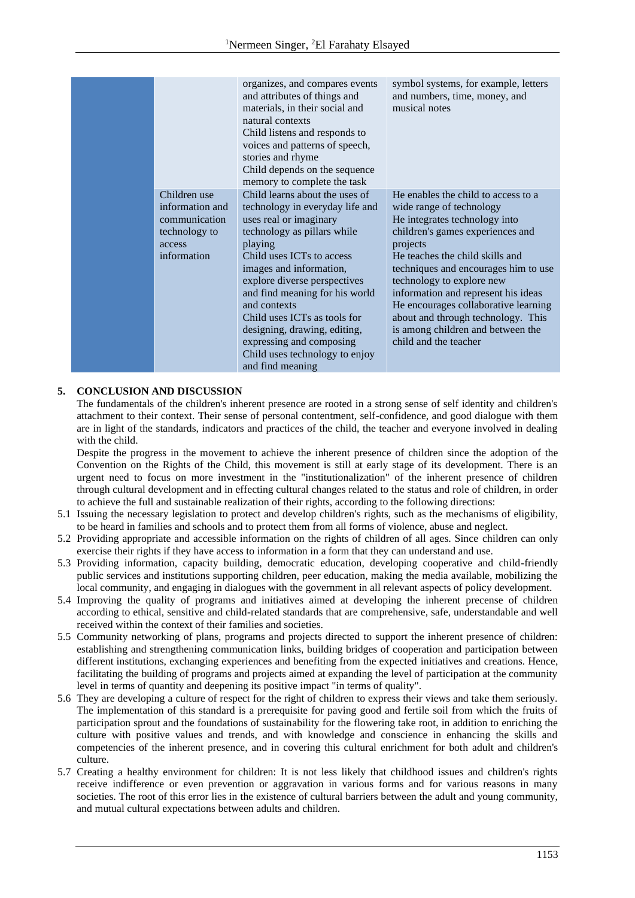| | | | |
|---|---|---|---|
| | | organizes, and compares events and attributes of things and materials, in their social and natural contexts<br>Child listens and responds to voices and patterns of speech, stories and rhyme<br>Child depends on the sequence memory to complete the task | symbol systems, for example, letters and numbers, time, money, and musical notes |
| | Children use information and communication technology to access information | Child learns about the uses of technology in everyday life and uses real or imaginary technology as pillars while playing<br>Child uses ICTs to access images and information, explore diverse perspectives and find meaning for his world and contexts<br>Child uses ICTs as tools for designing, drawing, editing, expressing and composing<br>Child uses technology to enjoy and find meaning | He enables the child to access to a wide range of technology<br>He integrates technology into children's games experiences and projects<br>He teaches the child skills and techniques and encourages him to use technology to explore new information and represent his ideas<br>He encourages collaborative learning about and through technology. This is among children and between the child and the teacher |

## 5. CONCLUSION AND DISCUSSION

The fundamentals of the children's inherent presence are rooted in a strong sense of self identity and children's attachment to their context. Their sense of personal contentment, self-confidence, and good dialogue with them are in light of the standards, indicators and practices of the child, the teacher and everyone involved in dealing with the child.

Despite the progress in the movement to achieve the inherent presence of children since the adoption of the Convention on the Rights of the Child, this movement is still at early stage of its development. There is an urgent need to focus on more investment in the "institutionalization" of the inherent presence of children through cultural development and in effecting cultural changes related to the status and role of children, in order to achieve the full and sustainable realization of their rights, according to the following directions:

5.1 Issuing the necessary legislation to protect and develop children's rights, such as the mechanisms of eligibility, to be heard in families and schools and to protect them from all forms of violence, abuse and neglect.

5.2 Providing appropriate and accessible information on the rights of children of all ages. Since children can only exercise their rights if they have access to information in a form that they can understand and use.

5.3 Providing information, capacity building, democratic education, developing cooperative and child-friendly public services and institutions supporting children, peer education, making the media available, mobilizing the local community, and engaging in dialogues with the government in all relevant aspects of policy development.

5.4 Improving the quality of programs and initiatives aimed at developing the inherent precense of children according to ethical, sensitive and child-related standards that are comprehensive, safe, understandable and well received within the context of their families and societies.

5.5 Community networking of plans, programs and projects directed to support the inherent presence of children: establishing and strengthening communication links, building bridges of cooperation and participation between different institutions, exchanging experiences and benefiting from the expected initiatives and creations. Hence, facilitating the building of programs and projects aimed at expanding the level of participation at the community level in terms of quantity and deepening its positive impact "in terms of quality".

5.6 They are developing a culture of respect for the right of children to express their views and take them seriously. The implementation of this standard is a prerequisite for paving good and fertile soil from which the fruits of participation sprout and the foundations of sustainability for the flowering take root, in addition to enriching the culture with positive values and trends, and with knowledge and conscience in enhancing the skills and competencies of the inherent presence, and in covering this cultural enrichment for both adult and children's culture.

5.7 Creating a healthy environment for children: It is not less likely that childhood issues and children's rights receive indifference or even prevention or aggravation in various forms and for various reasons in many societies. The root of this error lies in the existence of cultural barriers between the adult and young community, and mutual cultural expectations between adults and children.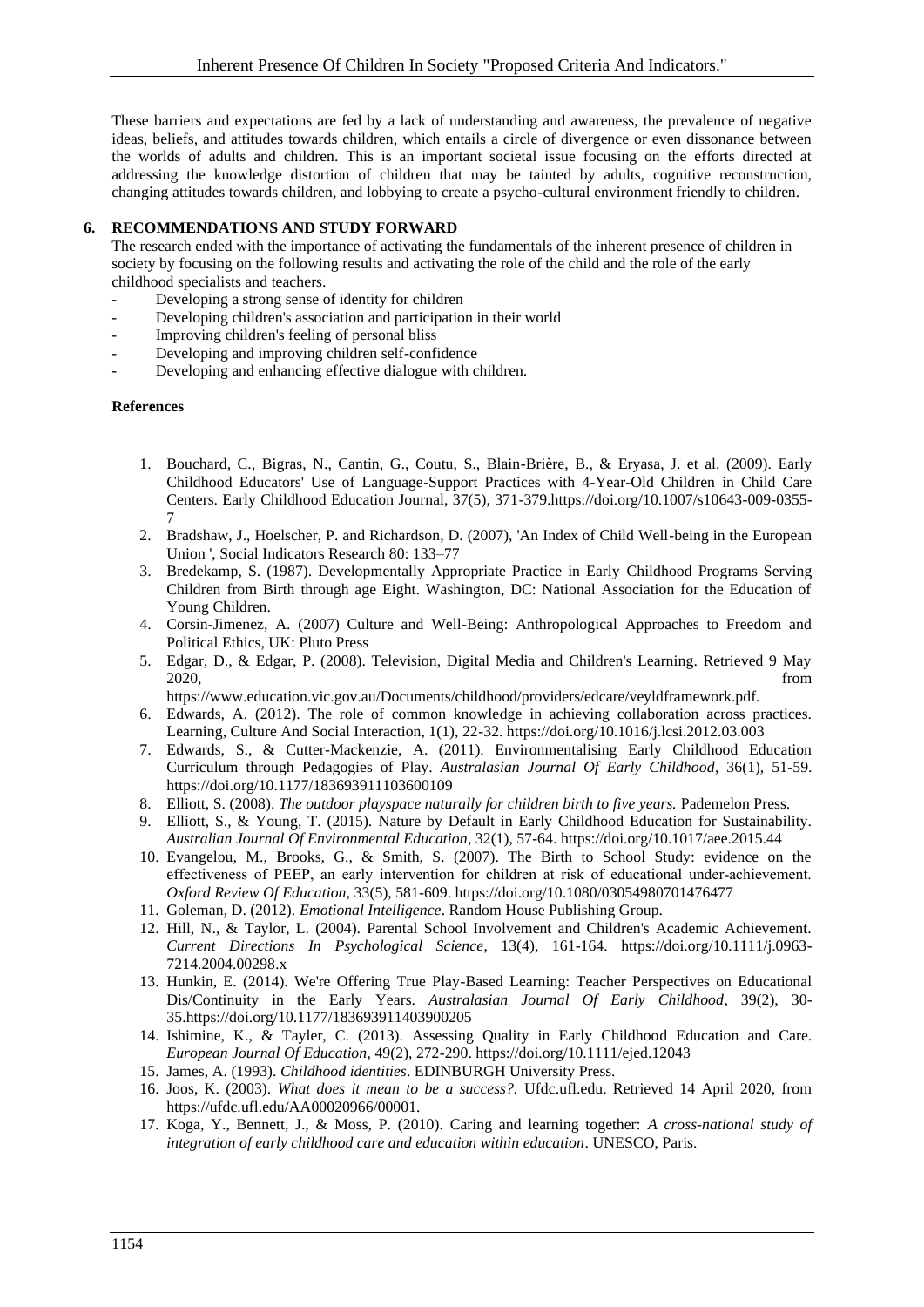These barriers and expectations are fed by a lack of understanding and awareness, the prevalence of negative ideas, beliefs, and attitudes towards children, which entails a circle of divergence or even dissonance between the worlds of adults and children. This is an important societal issue focusing on the efforts directed at addressing the knowledge distortion of children that may be tainted by adults, cognitive reconstruction, changing attitudes towards children, and lobbying to create a psycho-cultural environment friendly to children.

## 6. RECOMMENDATIONS AND STUDY FORWARD

The research ended with the importance of activating the fundamentals of the inherent presence of children in society by focusing on the following results and activating the role of the child and the role of the early childhood specialists and teachers.

- Developing a strong sense of identity for children
- Developing children's association and participation in their world
- Improving children's feeling of personal bliss
- Developing and improving children self-confidence
- Developing and enhancing effective dialogue with children.

**References**

1. Bouchard, C., Bigras, N., Cantin, G., Coutu, S., Blain-Brière, B., & Eryasa, J. et al. (2009). Early Childhood Educators' Use of Language-Support Practices with 4-Year-Old Children in Child Care Centers. Early Childhood Education Journal, 37(5), 371-379.https://doi.org/10.1007/s10643-009-0355-7
2. Bradshaw, J., Hoelscher, P. and Richardson, D. (2007), 'An Index of Child Well-being in the European Union ', Social Indicators Research 80: 133–77
3. Bredekamp, S. (1987). Developmentally Appropriate Practice in Early Childhood Programs Serving Children from Birth through age Eight. Washington, DC: National Association for the Education of Young Children.
4. Corsin-Jimenez, A. (2007) Culture and Well-Being: Anthropological Approaches to Freedom and Political Ethics, UK: Pluto Press
5. Edgar, D., & Edgar, P. (2008). Television, Digital Media and Children's Learning. Retrieved 9 May 2020, from https://www.education.vic.gov.au/Documents/childhood/providers/edcare/veyldframework.pdf.
6. Edwards, A. (2012). The role of common knowledge in achieving collaboration across practices. Learning, Culture And Social Interaction, 1(1), 22-32. https://doi.org/10.1016/j.lcsi.2012.03.003
7. Edwards, S., & Cutter-Mackenzie, A. (2011). Environmentalising Early Childhood Education Curriculum through Pedagogies of Play. *Australasian Journal Of Early Childhood*, 36(1), 51-59. https://doi.org/10.1177/183693911103600109
8. Elliott, S. (2008). *The outdoor playspace naturally for children birth to five years.* Pademelon Press.
9. Elliott, S., & Young, T. (2015). Nature by Default in Early Childhood Education for Sustainability. *Australian Journal Of Environmental Education*, 32(1), 57-64. https://doi.org/10.1017/aee.2015.44
10. Evangelou, M., Brooks, G., & Smith, S. (2007). The Birth to School Study: evidence on the effectiveness of PEEP, an early intervention for children at risk of educational under-achievement. *Oxford Review Of Education*, 33(5), 581-609. https://doi.org/10.1080/03054980701476477
11. Goleman, D. (2012). *Emotional Intelligence*. Random House Publishing Group.
12. Hill, N., & Taylor, L. (2004). Parental School Involvement and Children's Academic Achievement. *Current Directions In Psychological Science*, 13(4), 161-164. https://doi.org/10.1111/j.0963-7214.2004.00298.x
13. Hunkin, E. (2014). We're Offering True Play-Based Learning: Teacher Perspectives on Educational Dis/Continuity in the Early Years. *Australasian Journal Of Early Childhood*, 39(2), 30-35.https://doi.org/10.1177/183693911403900205
14. Ishimine, K., & Tayler, C. (2013). Assessing Quality in Early Childhood Education and Care. *European Journal Of Education*, 49(2), 272-290. https://doi.org/10.1111/ejed.12043
15. James, A. (1993). *Childhood identities*. EDINBURGH University Press.
16. Joos, K. (2003). *What does it mean to be a success?.* Ufdc.ufl.edu. Retrieved 14 April 2020, from https://ufdc.ufl.edu/AA00020966/00001.
17. Koga, Y., Bennett, J., & Moss, P. (2010). Caring and learning together: *A cross-national study of integration of early childhood care and education within education*. UNESCO, Paris.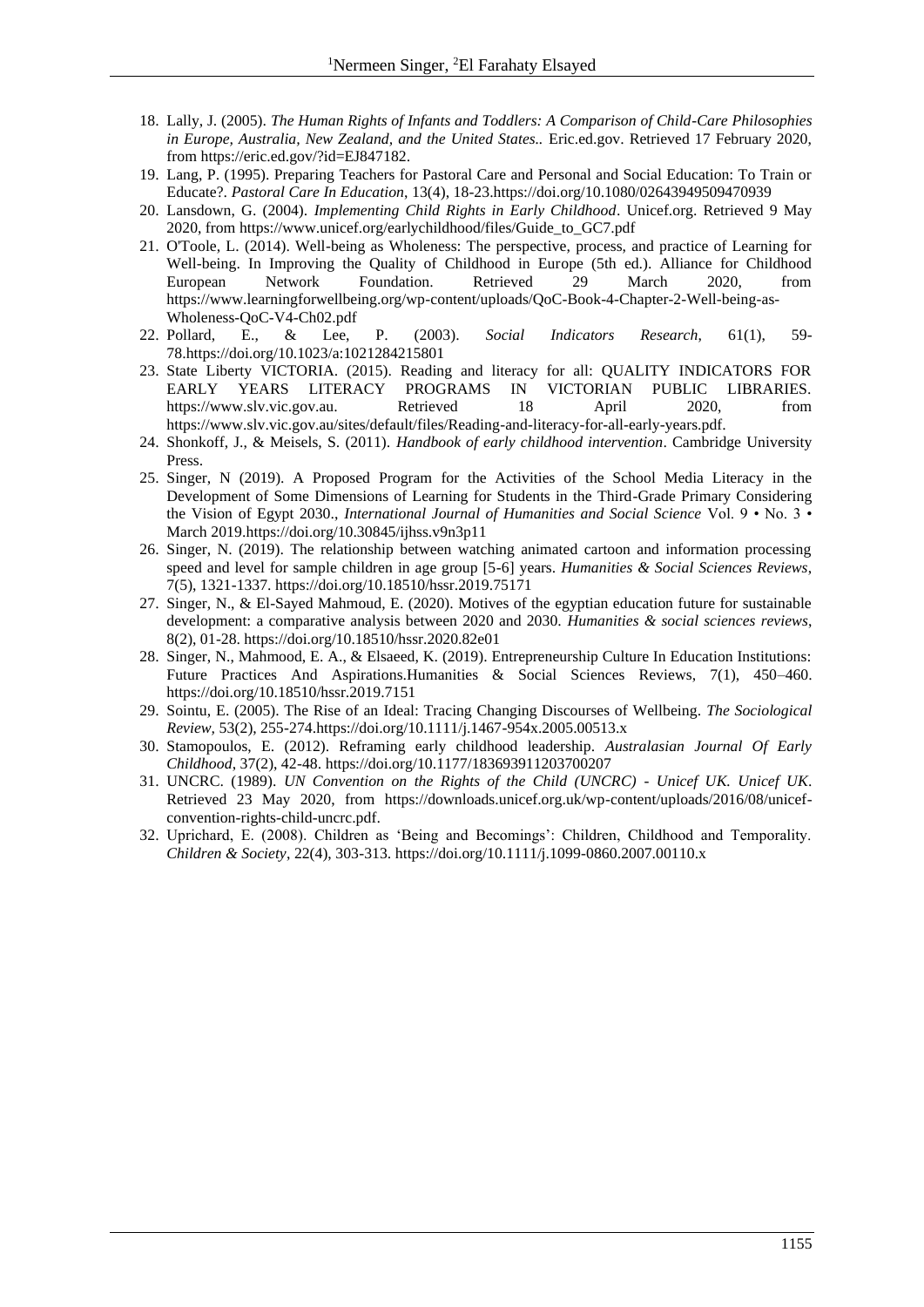18. Lally, J. (2005). *The Human Rights of Infants and Toddlers: A Comparison of Child-Care Philosophies in Europe, Australia, New Zealand, and the United States.*. Eric.ed.gov. Retrieved 17 February 2020, from https://eric.ed.gov/?id=EJ847182.
19. Lang, P. (1995). Preparing Teachers for Pastoral Care and Personal and Social Education: To Train or Educate?. *Pastoral Care In Education*, 13(4), 18-23.https://doi.org/10.1080/02643949509470939
20. Lansdown, G. (2004). *Implementing Child Rights in Early Childhood*. Unicef.org. Retrieved 9 May 2020, from https://www.unicef.org/earlychildhood/files/Guide_to_GC7.pdf
21. O'Toole, L. (2014). Well-being as Wholeness: The perspective, process, and practice of Learning for Well-being. In Improving the Quality of Childhood in Europe (5th ed.). Alliance for Childhood European Network Foundation. Retrieved 29 March 2020, from https://www.learningforwellbeing.org/wp-content/uploads/QoC-Book-4-Chapter-2-Well-being-as-Wholeness-QoC-V4-Ch02.pdf
22. Pollard, E., & Lee, P. (2003). *Social Indicators Research*, 61(1), 59-78.https://doi.org/10.1023/a:1021284215801
23. State Liberty VICTORIA. (2015). Reading and literacy for all: QUALITY INDICATORS FOR EARLY YEARS LITERACY PROGRAMS IN VICTORIAN PUBLIC LIBRARIES. https://www.slv.vic.gov.au. Retrieved 18 April 2020, from https://www.slv.vic.gov.au/sites/default/files/Reading-and-literacy-for-all-early-years.pdf.
24. Shonkoff, J., & Meisels, S. (2011). *Handbook of early childhood intervention*. Cambridge University Press.
25. Singer, N (2019). A Proposed Program for the Activities of the School Media Literacy in the Development of Some Dimensions of Learning for Students in the Third-Grade Primary Considering the Vision of Egypt 2030., *International Journal of Humanities and Social Science* Vol. 9 • No. 3 • March 2019.https://doi.org/10.30845/ijhss.v9n3p11
26. Singer, N. (2019). The relationship between watching animated cartoon and information processing speed and level for sample children in age group [5-6] years. *Humanities & Social Sciences Reviews*, 7(5), 1321-1337. https://doi.org/10.18510/hssr.2019.75171
27. Singer, N., & El-Sayed Mahmoud, E. (2020). Motives of the egyptian education future for sustainable development: a comparative analysis between 2020 and 2030. *Humanities & social sciences reviews*, 8(2), 01-28. https://doi.org/10.18510/hssr.2020.82e01
28. Singer, N., Mahmood, E. A., & Elsaeed, K. (2019). Entrepreneurship Culture In Education Institutions: Future Practices And Aspirations.Humanities & Social Sciences Reviews, 7(1), 450–460. https://doi.org/10.18510/hssr.2019.7151
29. Sointu, E. (2005). The Rise of an Ideal: Tracing Changing Discourses of Wellbeing. *The Sociological Review*, 53(2), 255-274.https://doi.org/10.1111/j.1467-954x.2005.00513.x
30. Stamopoulos, E. (2012). Reframing early childhood leadership. *Australasian Journal Of Early Childhood*, 37(2), 42-48. https://doi.org/10.1177/183693911203700207
31. UNCRC. (1989). *UN Convention on the Rights of the Child (UNCRC) - Unicef UK. Unicef UK*. Retrieved 23 May 2020, from https://downloads.unicef.org.uk/wp-content/uploads/2016/08/unicef-convention-rights-child-uncrc.pdf.
32. Uprichard, E. (2008). Children as 'Being and Becomings': Children, Childhood and Temporality. *Children & Society*, 22(4), 303-313. https://doi.org/10.1111/j.1099-0860.2007.00110.x